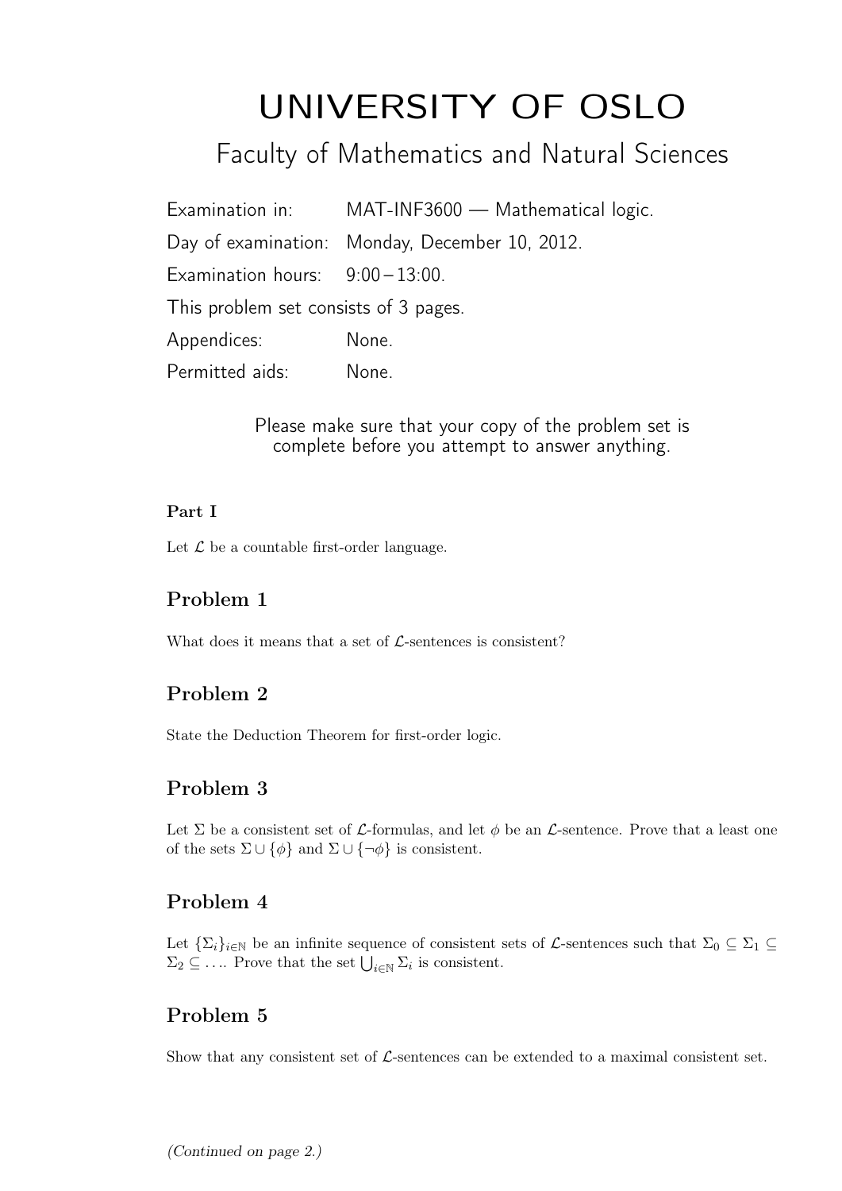# UNIVERSITY OF OSLO

## Faculty of Mathematics and Natural Sciences

Examination in: MAT-INF3600 — Mathematical logic.

Day of examination: Monday, December 10, 2012.

Examination hours: 9:00 – 13:00.

This problem set consists of 3 pages.

Appendices: None.

Permitted aids: None.

Please make sure that your copy of the problem set is complete before you attempt to answer anything.

**Part I**

Let $\mathcal{L}$ be a countable first-order language.

## Problem 1

What does it means that a set of $\mathcal{L}$-sentences is consistent?

## Problem 2

State the Deduction Theorem for first-order logic.

## Problem 3

Let $\Sigma$ be a consistent set of $\mathcal{L}$-formulas, and let $\phi$ be an $\mathcal{L}$-sentence. Prove that a least one of the sets $\Sigma \cup \{\phi\}$ and $\Sigma \cup \{\neg\phi\}$ is consistent.

## Problem 4

Let $\{\Sigma_i\}_{i \in \mathbb{N}}$ be an infinite sequence of consistent sets of $\mathcal{L}$-sentences such that $\Sigma_0 \subseteq \Sigma_1 \subseteq \Sigma_2 \subseteq \ldots$. Prove that the set $\bigcup_{i \in \mathbb{N}} \Sigma_i$ is consistent.

## Problem 5

Show that any consistent set of $\mathcal{L}$-sentences can be extended to a maximal consistent set.

*(Continued on page 2.)*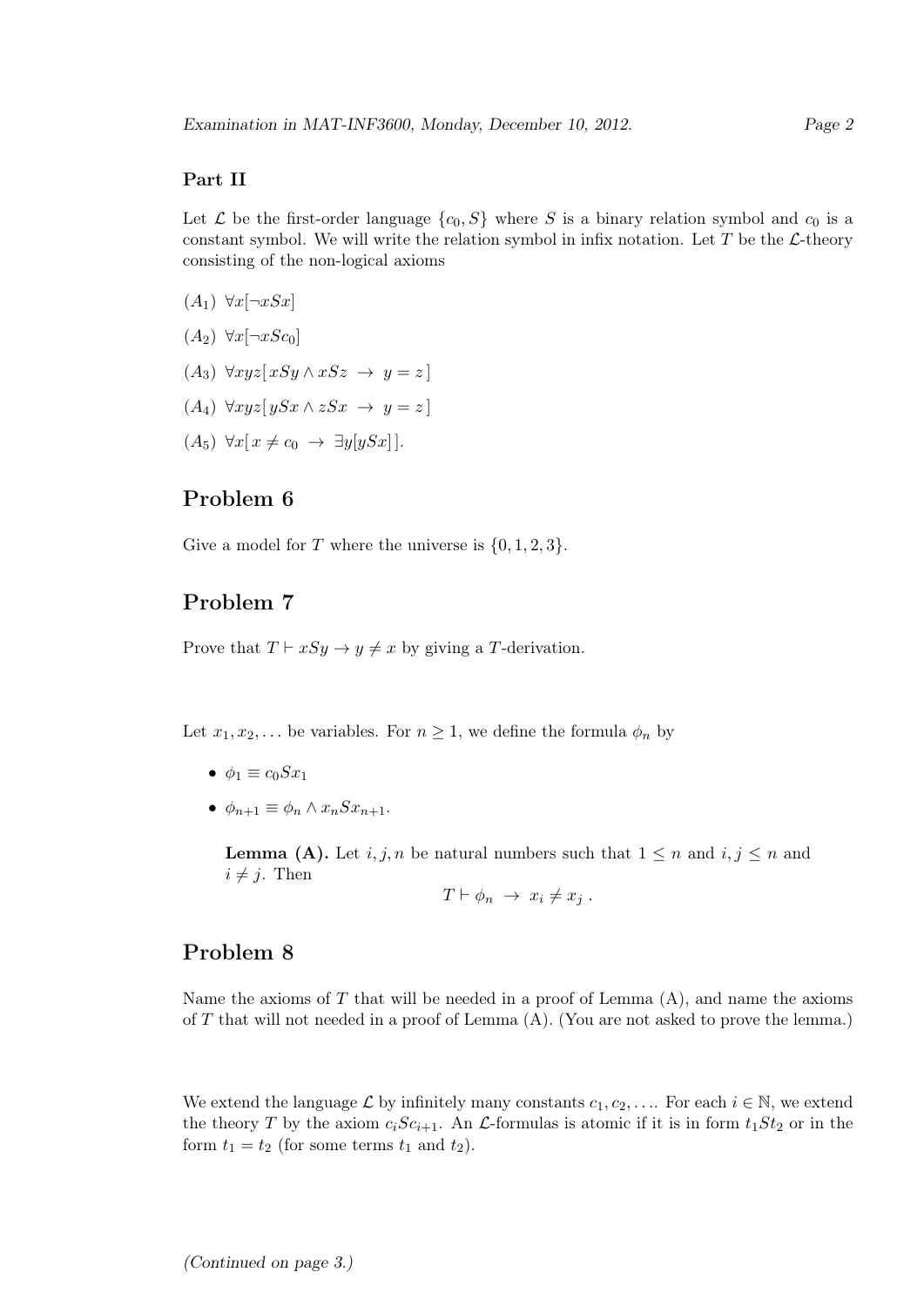## Part II

Let $\mathcal{L}$ be the first-order language $\{c_0, S\}$ where $S$ is a binary relation symbol and $c_0$ is a constant symbol. We will write the relation symbol in infix notation. Let $T$ be the $\mathcal{L}$-theory consisting of the non-logical axioms

($A_1$) $\forall x[\neg xSx]$

($A_2$) $\forall x[\neg xSc_0]$

($A_3$) $\forall xyz[\, xSy \wedge xSz \;\rightarrow\; y = z\,]$

($A_4$) $\forall xyz[\, ySx \wedge zSx \;\rightarrow\; y = z\,]$

($A_5$) $\forall x[\, x \neq c_0 \;\rightarrow\; \exists y[ySx]\,]$.

# Problem 6

Give a model for $T$ where the universe is $\{0, 1, 2, 3\}$.

# Problem 7

Prove that $T \vdash xSy \rightarrow y \neq x$ by giving a $T$-derivation.

Let $x_1, x_2, \ldots$ be variables. For $n \geq 1$, we define the formula $\phi_n$ by

- $\phi_1 \equiv c_0 S x_1$
- $\phi_{n+1} \equiv \phi_n \wedge x_n S x_{n+1}$.

> **Lemma (A).** Let $i, j, n$ be natural numbers such that $1 \leq n$ and $i, j \leq n$ and $i \neq j$. Then
> $$T \vdash \phi_n \;\rightarrow\; x_i \neq x_j \;.$$

# Problem 8

Name the axioms of $T$ that will be needed in a proof of Lemma (A), and name the axioms of $T$ that will not needed in a proof of Lemma (A). (You are not asked to prove the lemma.)

We extend the language $\mathcal{L}$ by infinitely many constants $c_1, c_2, \ldots$. For each $i \in \mathbb{N}$, we extend the theory $T$ by the axiom $c_i S c_{i+1}$. An $\mathcal{L}$-formulas is atomic if it is in form $t_1 S t_2$ or in the form $t_1 = t_2$ (for some terms $t_1$ and $t_2$).

*(Continued on page 3.)*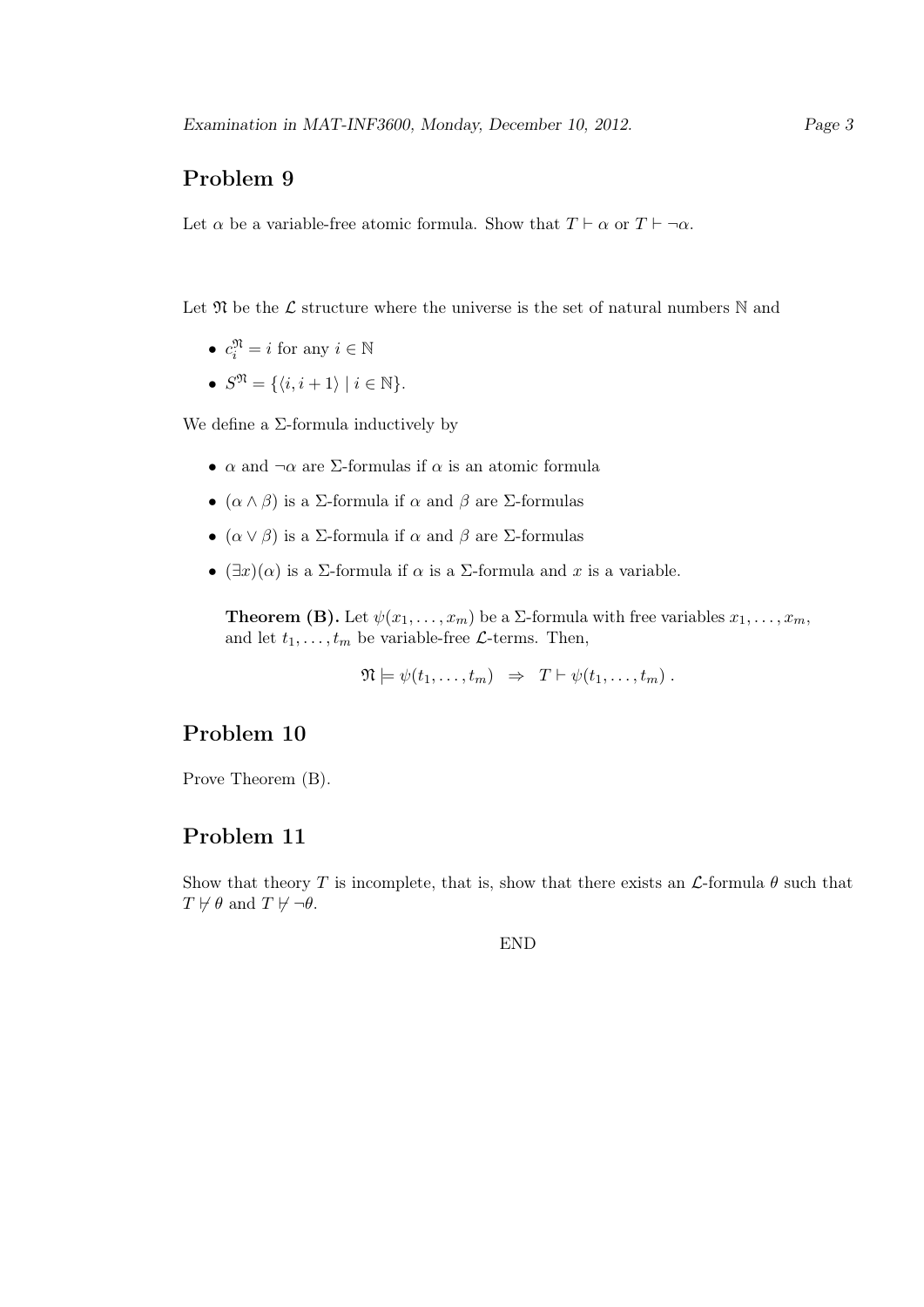## Problem 9

Let $\alpha$ be a variable-free atomic formula. Show that $T \vdash \alpha$ or $T \vdash \neg\alpha$.

Let $\mathfrak{N}$ be the $\mathcal{L}$ structure where the universe is the set of natural numbers $\mathbb{N}$ and

- $c_i^{\mathfrak{N}} = i$ for any $i \in \mathbb{N}$
- $S^{\mathfrak{N}} = \{\langle i, i+1 \rangle \mid i \in \mathbb{N}\}$.

We define a $\Sigma$-formula inductively by

- $\alpha$ and $\neg\alpha$ are $\Sigma$-formulas if $\alpha$ is an atomic formula
- $(\alpha \wedge \beta)$ is a $\Sigma$-formula if $\alpha$ and $\beta$ are $\Sigma$-formulas
- $(\alpha \vee \beta)$ is a $\Sigma$-formula if $\alpha$ and $\beta$ are $\Sigma$-formulas
- $(\exists x)(\alpha)$ is a $\Sigma$-formula if $\alpha$ is a $\Sigma$-formula and $x$ is a variable.

**Theorem (B).** Let $\psi(x_1, \ldots, x_m)$ be a $\Sigma$-formula with free variables $x_1, \ldots, x_m$, and let $t_1, \ldots, t_m$ be variable-free $\mathcal{L}$-terms. Then,

$$\mathfrak{N} \models \psi(t_1, \ldots, t_m) \;\; \Rightarrow \;\; T \vdash \psi(t_1, \ldots, t_m) \, .$$

## Problem 10

Prove Theorem (B).

## Problem 11

Show that theory $T$ is incomplete, that is, show that there exists an $\mathcal{L}$-formula $\theta$ such that $T \nvdash \theta$ and $T \nvdash \neg\theta$.

END